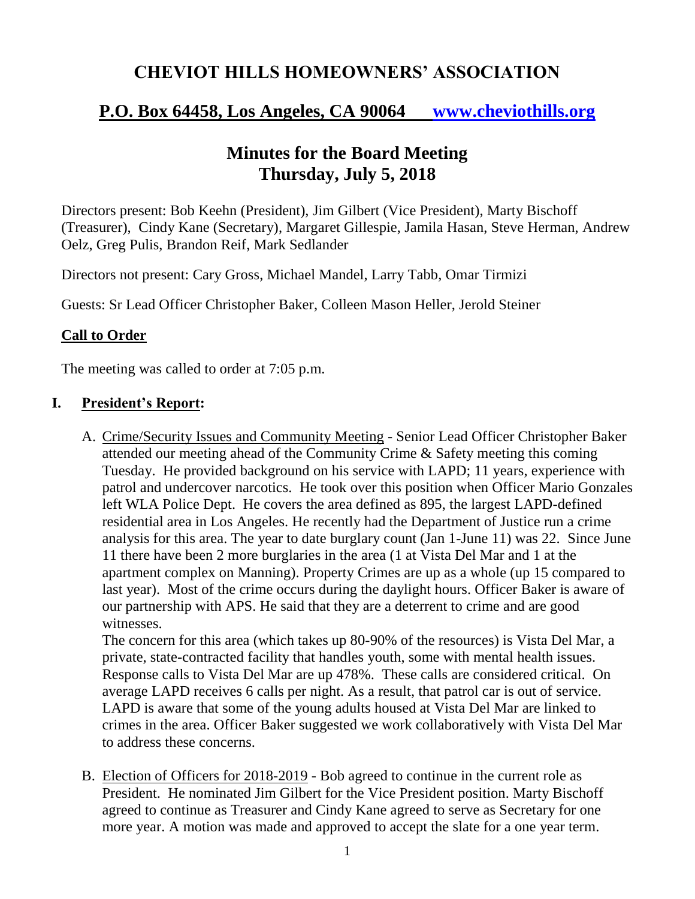# CHEVIOT HILLS HOMEOWNERS' ASSOCIATION

## P.O. Box 64458, Los Angeles, CA 90064 www.cheviothills.org

## Minutes for the Board Meeting
## Thursday, July 5, 2018

Directors present: Bob Keehn (President), Jim Gilbert (Vice President), Marty Bischoff (Treasurer), Cindy Kane (Secretary), Margaret Gillespie, Jamila Hasan, Steve Herman, Andrew Oelz, Greg Pulis, Brandon Reif, Mark Sedlander

Directors not present: Cary Gross, Michael Mandel, Larry Tabb, Omar Tirmizi

Guests: Sr Lead Officer Christopher Baker, Colleen Mason Heller, Jerold Steiner

### Call to Order

The meeting was called to order at 7:05 p.m.

### I. President's Report:

A. Crime/Security Issues and Community Meeting - Senior Lead Officer Christopher Baker attended our meeting ahead of the Community Crime & Safety meeting this coming Tuesday. He provided background on his service with LAPD; 11 years, experience with patrol and undercover narcotics. He took over this position when Officer Mario Gonzales left WLA Police Dept. He covers the area defined as 895, the largest LAPD-defined residential area in Los Angeles. He recently had the Department of Justice run a crime analysis for this area. The year to date burglary count (Jan 1-June 11) was 22. Since June 11 there have been 2 more burglaries in the area (1 at Vista Del Mar and 1 at the apartment complex on Manning). Property Crimes are up as a whole (up 15 compared to last year). Most of the crime occurs during the daylight hours. Officer Baker is aware of our partnership with APS. He said that they are a deterrent to crime and are good witnesses.
The concern for this area (which takes up 80-90% of the resources) is Vista Del Mar, a private, state-contracted facility that handles youth, some with mental health issues. Response calls to Vista Del Mar are up 478%. These calls are considered critical. On average LAPD receives 6 calls per night. As a result, that patrol car is out of service. LAPD is aware that some of the young adults housed at Vista Del Mar are linked to crimes in the area. Officer Baker suggested we work collaboratively with Vista Del Mar to address these concerns.

B. Election of Officers for 2018-2019 - Bob agreed to continue in the current role as President. He nominated Jim Gilbert for the Vice President position. Marty Bischoff agreed to continue as Treasurer and Cindy Kane agreed to serve as Secretary for one more year. A motion was made and approved to accept the slate for a one year term.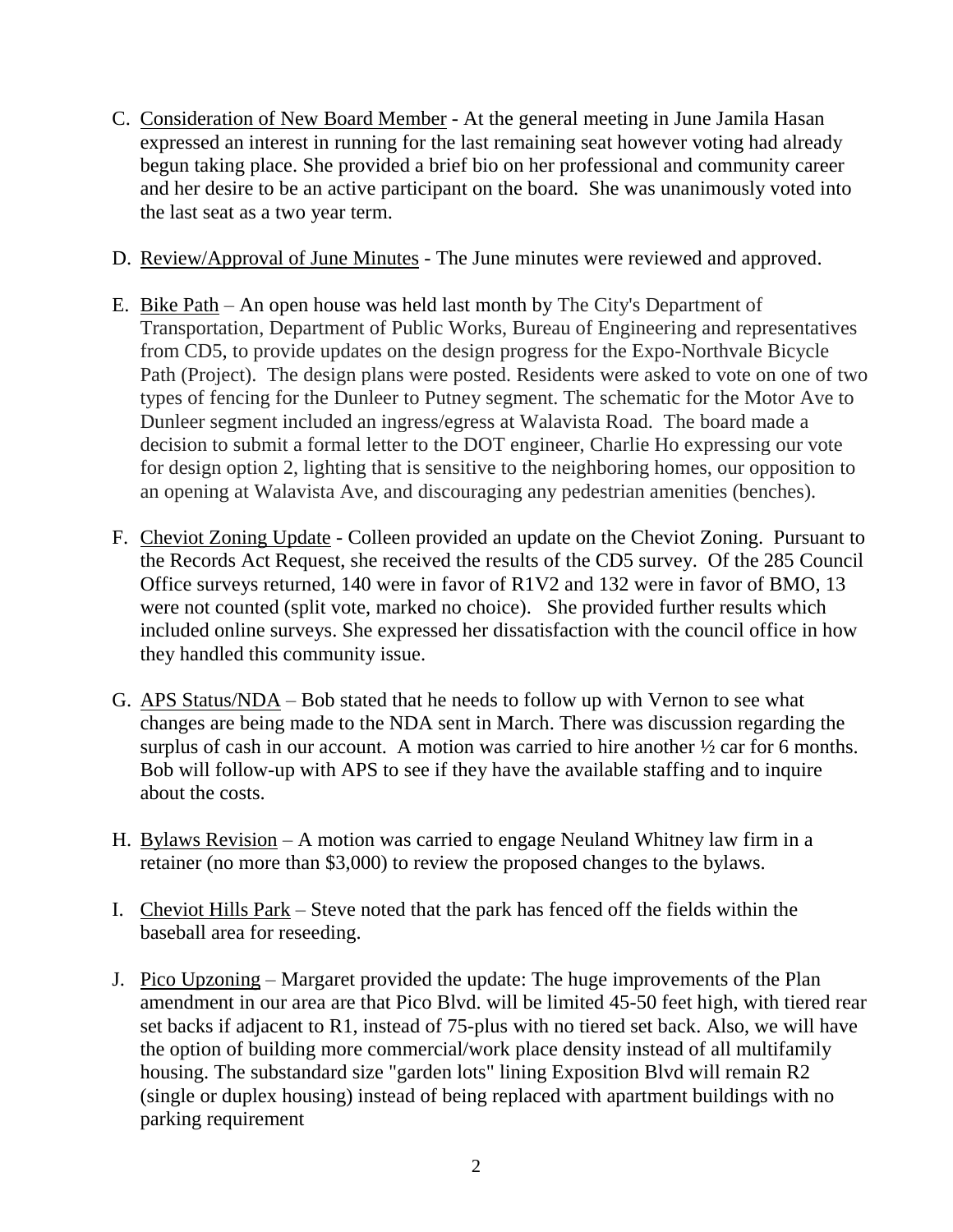C. Consideration of New Board Member - At the general meeting in June Jamila Hasan expressed an interest in running for the last remaining seat however voting had already begun taking place. She provided a brief bio on her professional and community career and her desire to be an active participant on the board. She was unanimously voted into the last seat as a two year term.

D. Review/Approval of June Minutes - The June minutes were reviewed and approved.

E. Bike Path – An open house was held last month by The City's Department of Transportation, Department of Public Works, Bureau of Engineering and representatives from CD5, to provide updates on the design progress for the Expo-Northvale Bicycle Path (Project). The design plans were posted. Residents were asked to vote on one of two types of fencing for the Dunleer to Putney segment. The schematic for the Motor Ave to Dunleer segment included an ingress/egress at Walavista Road. The board made a decision to submit a formal letter to the DOT engineer, Charlie Ho expressing our vote for design option 2, lighting that is sensitive to the neighboring homes, our opposition to an opening at Walavista Ave, and discouraging any pedestrian amenities (benches).

F. Cheviot Zoning Update - Colleen provided an update on the Cheviot Zoning. Pursuant to the Records Act Request, she received the results of the CD5 survey. Of the 285 Council Office surveys returned, 140 were in favor of R1V2 and 132 were in favor of BMO, 13 were not counted (split vote, marked no choice). She provided further results which included online surveys. She expressed her dissatisfaction with the council office in how they handled this community issue.

G. APS Status/NDA – Bob stated that he needs to follow up with Vernon to see what changes are being made to the NDA sent in March. There was discussion regarding the surplus of cash in our account. A motion was carried to hire another ½ car for 6 months. Bob will follow-up with APS to see if they have the available staffing and to inquire about the costs.

H. Bylaws Revision – A motion was carried to engage Neuland Whitney law firm in a retainer (no more than $3,000) to review the proposed changes to the bylaws.

I. Cheviot Hills Park – Steve noted that the park has fenced off the fields within the baseball area for reseeding.

J. Pico Upzoning – Margaret provided the update: The huge improvements of the Plan amendment in our area are that Pico Blvd. will be limited 45-50 feet high, with tiered rear set backs if adjacent to R1, instead of 75-plus with no tiered set back. Also, we will have the option of building more commercial/work place density instead of all multifamily housing. The substandard size "garden lots" lining Exposition Blvd will remain R2 (single or duplex housing) instead of being replaced with apartment buildings with no parking requirement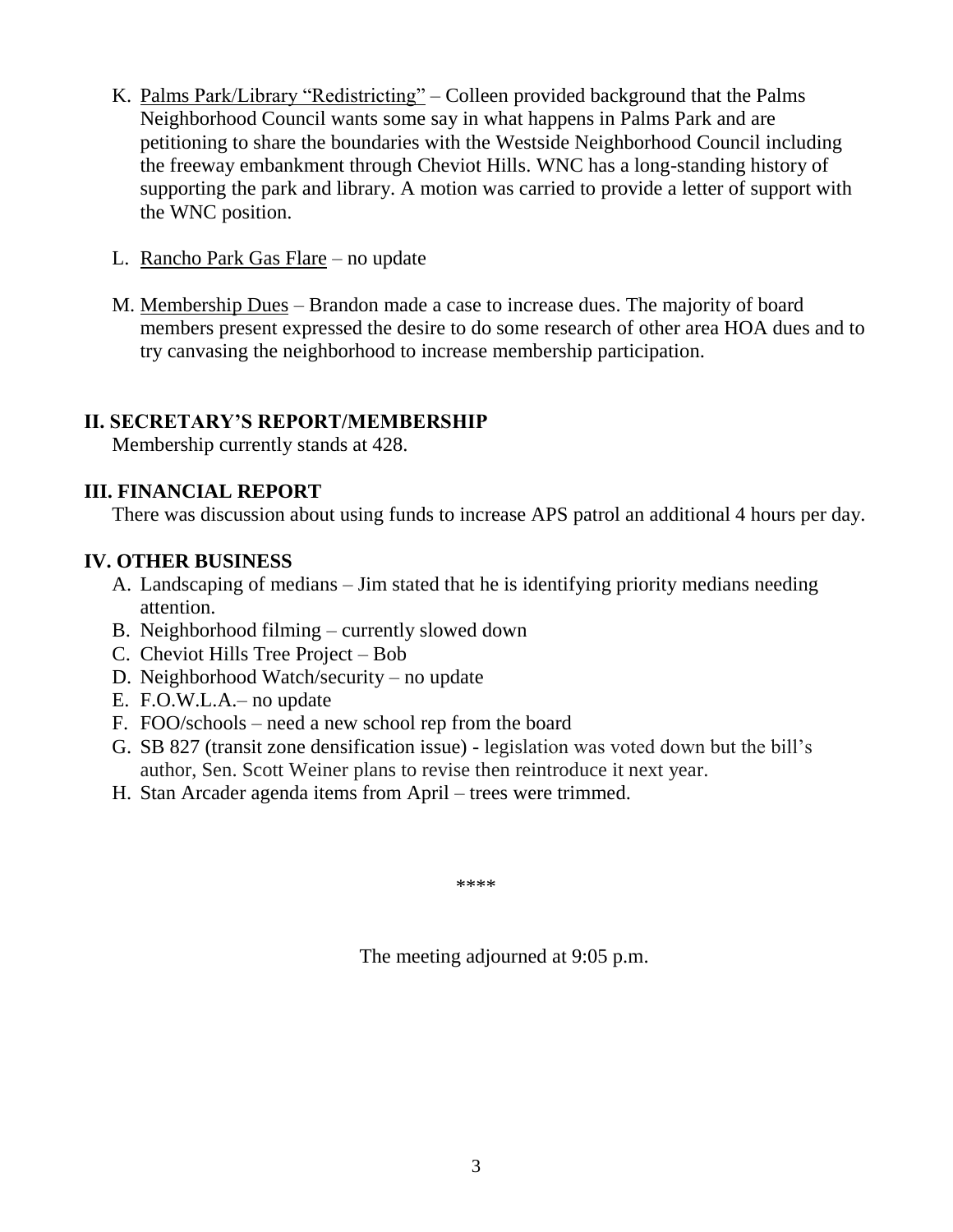K. <u>Palms Park/Library "Redistricting"</u> – Colleen provided background that the Palms Neighborhood Council wants some say in what happens in Palms Park and are petitioning to share the boundaries with the Westside Neighborhood Council including the freeway embankment through Cheviot Hills. WNC has a long-standing history of supporting the park and library. A motion was carried to provide a letter of support with the WNC position.

L. <u>Rancho Park Gas Flare</u> – no update

M. <u>Membership Dues</u> – Brandon made a case to increase dues. The majority of board members present expressed the desire to do some research of other area HOA dues and to try canvasing the neighborhood to increase membership participation.

## II. SECRETARY'S REPORT/MEMBERSHIP

Membership currently stands at 428.

## III. FINANCIAL REPORT

There was discussion about using funds to increase APS patrol an additional 4 hours per day.

## IV. OTHER BUSINESS

A. Landscaping of medians – Jim stated that he is identifying priority medians needing attention.
B. Neighborhood filming – currently slowed down
C. Cheviot Hills Tree Project – Bob
D. Neighborhood Watch/security – no update
E. F.O.W.L.A.– no update
F. FOO/schools – need a new school rep from the board
G. SB 827 (transit zone densification issue) - legislation was voted down but the bill's author, Sen. Scott Weiner plans to revise then reintroduce it next year.
H. Stan Arcader agenda items from April – trees were trimmed.

****

The meeting adjourned at 9:05 p.m.